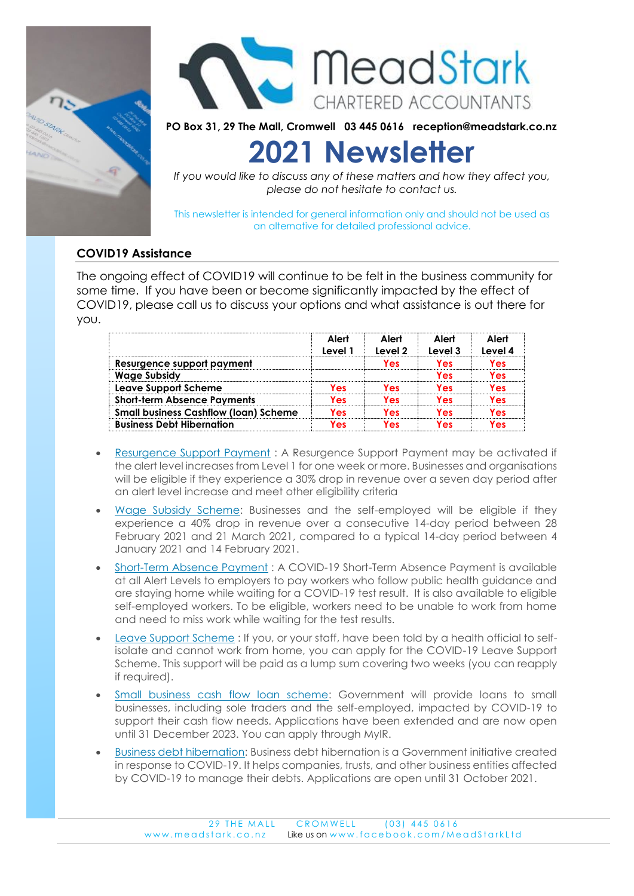MeadStark
CHARTERED ACCOUNTANTS

**PO Box 31, 29 The Mall, Cromwell   03 445 0616   reception@meadstark.co.nz**

# 2021 Newsletter

*If you would like to discuss any of these matters and how they affect you, please do not hesitate to contact us.*

This newsletter is intended for general information only and should not be used as an alternative for detailed professional advice.

## COVID19 Assistance

The ongoing effect of COVID19 will continue to be felt in the business community for some time. If you have been or become significantly impacted by the effect of COVID19, please call us to discuss your options and what assistance is out there for you.

| | Alert Level 1 | Alert Level 2 | Alert Level 3 | Alert Level 4 |
|---|---|---|---|---|
| **Resurgence support payment** | | Yes | Yes | Yes |
| **Wage Subsidy** | | | Yes | Yes |
| **Leave Support Scheme** | Yes | Yes | Yes | Yes |
| **Short-term Absence Payments** | Yes | Yes | Yes | Yes |
| **Small business Cashflow (loan) Scheme** | Yes | Yes | Yes | Yes |
| **Business Debt Hibernation** | Yes | Yes | Yes | Yes |

- Resurgence Support Payment : A Resurgence Support Payment may be activated if the alert level increases from Level 1 for one week or more. Businesses and organisations will be eligible if they experience a 30% drop in revenue over a seven day period after an alert level increase and meet other eligibility criteria
- Wage Subsidy Scheme: Businesses and the self-employed will be eligible if they experience a 40% drop in revenue over a consecutive 14-day period between 28 February 2021 and 21 March 2021, compared to a typical 14-day period between 4 January 2021 and 14 February 2021.
- Short-Term Absence Payment : A COVID-19 Short-Term Absence Payment is available at all Alert Levels to employers to pay workers who follow public health guidance and are staying home while waiting for a COVID-19 test result. It is also available to eligible self-employed workers. To be eligible, workers need to be unable to work from home and need to miss work while waiting for the test results.
- Leave Support Scheme : If you, or your staff, have been told by a health official to self-isolate and cannot work from home, you can apply for the COVID-19 Leave Support Scheme. This support will be paid as a lump sum covering two weeks (you can reapply if required).
- Small business cash flow loan scheme: Government will provide loans to small businesses, including sole traders and the self-employed, impacted by COVID-19 to support their cash flow needs. Applications have been extended and are now open until 31 December 2023. You can apply through MyIR.
- Business debt hibernation: Business debt hibernation is a Government initiative created in response to COVID-19. It helps companies, trusts, and other business entities affected by COVID-19 to manage their debts. Applications are open until 31 October 2021.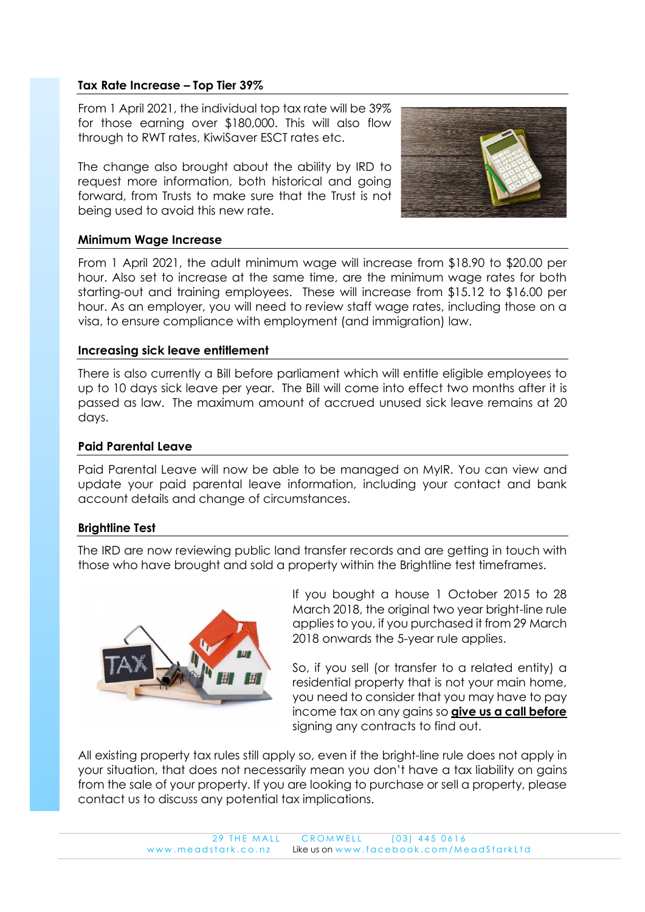### Tax Rate Increase – Top Tier 39%

From 1 April 2021, the individual top tax rate will be 39% for those earning over $180,000. This will also flow through to RWT rates, KiwiSaver ESCT rates etc.

The change also brought about the ability by IRD to request more information, both historical and going forward, from Trusts to make sure that the Trust is not being used to avoid this new rate.

### Minimum Wage Increase

From 1 April 2021, the adult minimum wage will increase from $18.90 to $20.00 per hour. Also set to increase at the same time, are the minimum wage rates for both starting-out and training employees. These will increase from $15.12 to $16.00 per hour. As an employer, you will need to review staff wage rates, including those on a visa, to ensure compliance with employment (and immigration) law.

### Increasing sick leave entitlement

There is also currently a Bill before parliament which will entitle eligible employees to up to 10 days sick leave per year. The Bill will come into effect two months after it is passed as law. The maximum amount of accrued unused sick leave remains at 20 days.

### Paid Parental Leave

Paid Parental Leave will now be able to be managed on MyIR. You can view and update your paid parental leave information, including your contact and bank account details and change of circumstances.

### Brightline Test

The IRD are now reviewing public land transfer records and are getting in touch with those who have brought and sold a property within the Brightline test timeframes.

If you bought a house 1 October 2015 to 28 March 2018, the original two year bright-line rule applies to you, if you purchased it from 29 March 2018 onwards the 5-year rule applies.

So, if you sell (or transfer to a related entity) a residential property that is not your main home, you need to consider that you may have to pay income tax on any gains so **give us a call before** signing any contracts to find out.

All existing property tax rules still apply so, even if the bright-line rule does not apply in your situation, that does not necessarily mean you don't have a tax liability on gains from the sale of your property. If you are looking to purchase or sell a property, please contact us to discuss any potential tax implications.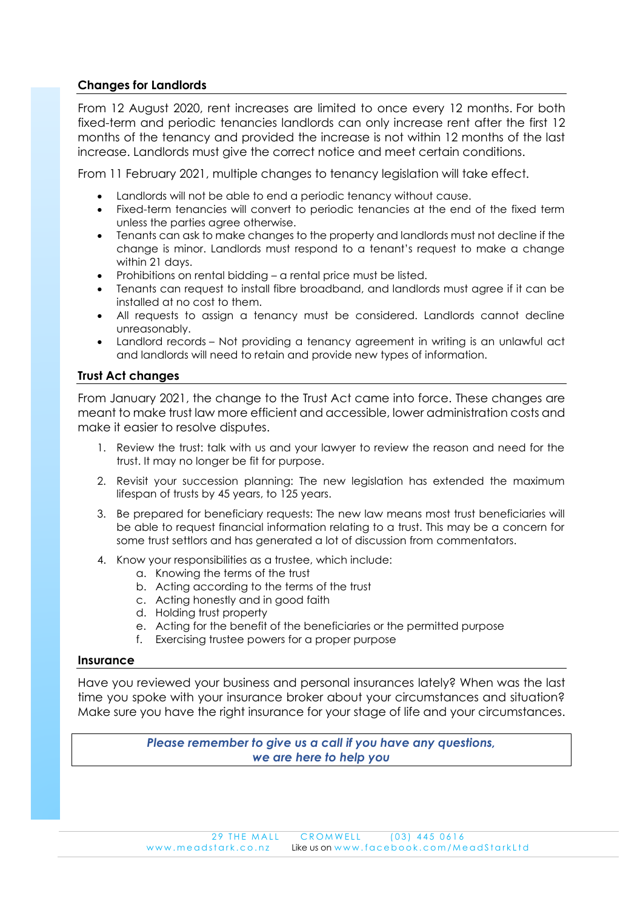## Changes for Landlords

From 12 August 2020, rent increases are limited to once every 12 months. For both fixed-term and periodic tenancies landlords can only increase rent after the first 12 months of the tenancy and provided the increase is not within 12 months of the last increase. Landlords must give the correct notice and meet certain conditions.

From 11 February 2021, multiple changes to tenancy legislation will take effect.

- Landlords will not be able to end a periodic tenancy without cause.
- Fixed-term tenancies will convert to periodic tenancies at the end of the fixed term unless the parties agree otherwise.
- Tenants can ask to make changes to the property and landlords must not decline if the change is minor. Landlords must respond to a tenant's request to make a change within 21 days.
- Prohibitions on rental bidding – a rental price must be listed.
- Tenants can request to install fibre broadband, and landlords must agree if it can be installed at no cost to them.
- All requests to assign a tenancy must be considered. Landlords cannot decline unreasonably.
- Landlord records – Not providing a tenancy agreement in writing is an unlawful act and landlords will need to retain and provide new types of information.

## Trust Act changes

From January 2021, the change to the Trust Act came into force. These changes are meant to make trust law more efficient and accessible, lower administration costs and make it easier to resolve disputes.

1. Review the trust: talk with us and your lawyer to review the reason and need for the trust. It may no longer be fit for purpose.
2. Revisit your succession planning: The new legislation has extended the maximum lifespan of trusts by 45 years, to 125 years.
3. Be prepared for beneficiary requests: The new law means most trust beneficiaries will be able to request financial information relating to a trust. This may be a concern for some trust settlors and has generated a lot of discussion from commentators.
4. Know your responsibilities as a trustee, which include:
   a. Knowing the terms of the trust
   b. Acting according to the terms of the trust
   c. Acting honestly and in good faith
   d. Holding trust property
   e. Acting for the benefit of the beneficiaries or the permitted purpose
   f. Exercising trustee powers for a proper purpose

## Insurance

Have you reviewed your business and personal insurances lately? When was the last time you spoke with your insurance broker about your circumstances and situation? Make sure you have the right insurance for your stage of life and your circumstances.

***Please remember to give us a call if you have any questions, we are here to help you***

29 THE MALL CROMWELL (03) 445 0616
www.meadstark.co.nz Like us on www.facebook.com/MeadStarkLtd